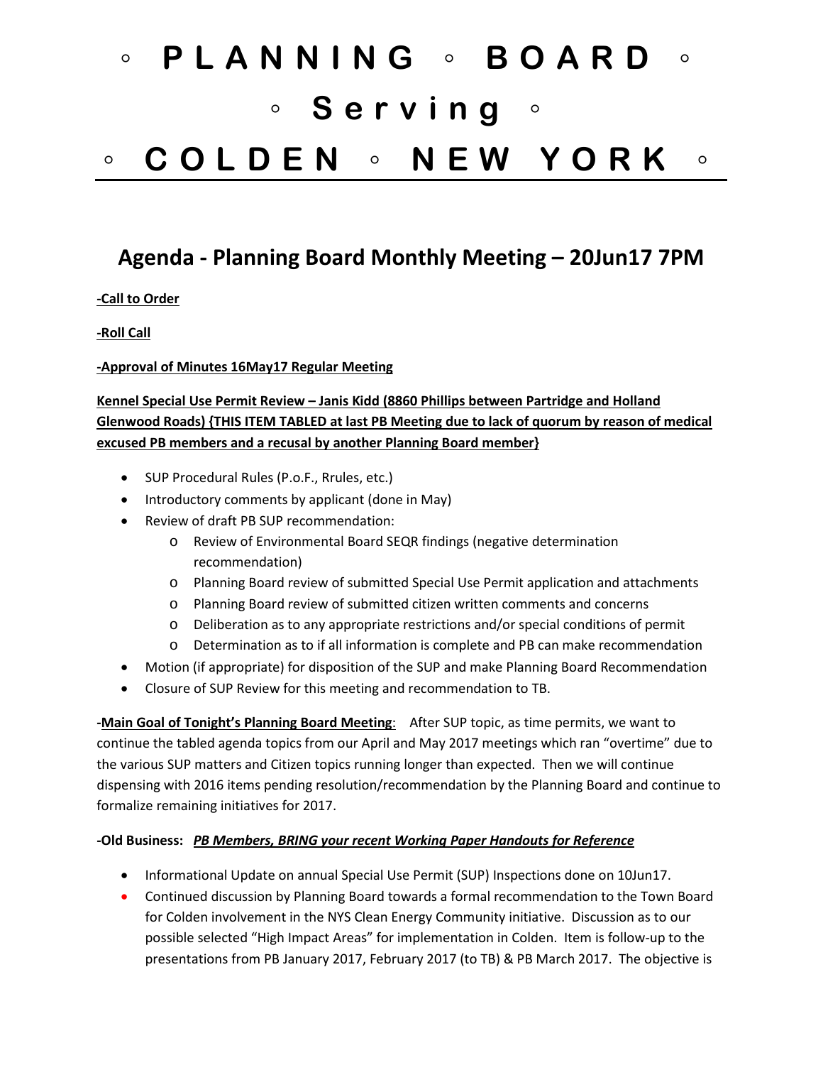# ◦ PLANNING ◦ BOARD ◦
# ◦ Serving ◦
# ◦ COLDEN ◦ NEW YORK ◦

## Agenda - Planning Board Monthly Meeting – 20Jun17 7PM

**-Call to Order**

**-Roll Call**

**-Approval of Minutes 16May17 Regular Meeting**

**Kennel Special Use Permit Review – Janis Kidd (8860 Phillips between Partridge and Holland Glenwood Roads) {THIS ITEM TABLED at last PB Meeting due to lack of quorum by reason of medical excused PB members and a recusal by another Planning Board member}**

- SUP Procedural Rules (P.o.F., Rules, etc.)
- Introductory comments by applicant (done in May)
- Review of draft PB SUP recommendation:
  - Review of Environmental Board SEQR findings (negative determination recommendation)
  - Planning Board review of submitted Special Use Permit application and attachments
  - Planning Board review of submitted citizen written comments and concerns
  - Deliberation as to any appropriate restrictions and/or special conditions of permit
  - Determination as to if all information is complete and PB can make recommendation
- Motion (if appropriate) for disposition of the SUP and make Planning Board Recommendation
- Closure of SUP Review for this meeting and recommendation to TB.

**-Main Goal of Tonight's Planning Board Meeting**: After SUP topic, as time permits, we want to continue the tabled agenda topics from our April and May 2017 meetings which ran "overtime" due to the various SUP matters and Citizen topics running longer than expected. Then we will continue dispensing with 2016 items pending resolution/recommendation by the Planning Board and continue to formalize remaining initiatives for 2017.

**-Old Business:** ***PB Members, BRING your recent Working Paper Handouts for Reference***

- Informational Update on annual Special Use Permit (SUP) Inspections done on 10Jun17.
- Continued discussion by Planning Board towards a formal recommendation to the Town Board for Colden involvement in the NYS Clean Energy Community initiative. Discussion as to our possible selected "High Impact Areas" for implementation in Colden. Item is follow-up to the presentations from PB January 2017, February 2017 (to TB) & PB March 2017. The objective is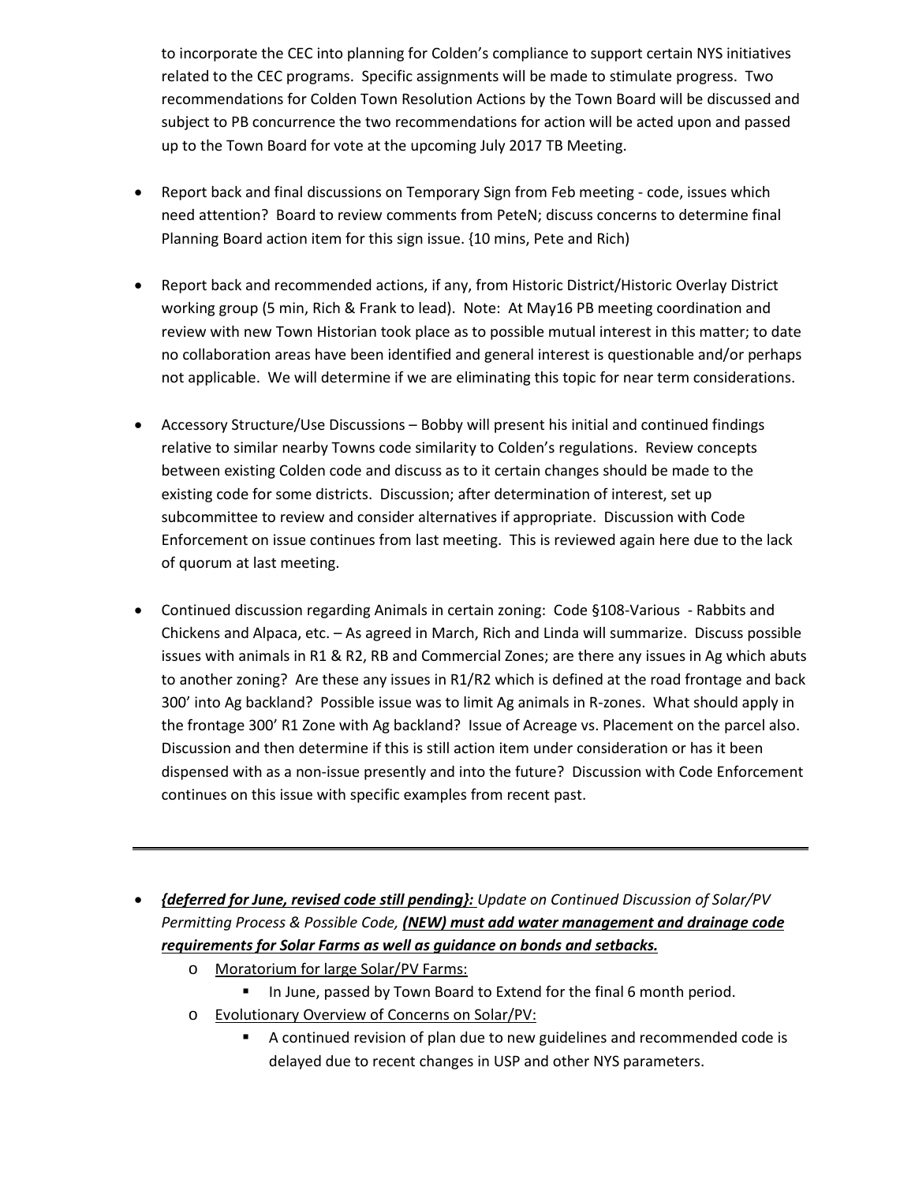to incorporate the CEC into planning for Colden's compliance to support certain NYS initiatives related to the CEC programs. Specific assignments will be made to stimulate progress. Two recommendations for Colden Town Resolution Actions by the Town Board will be discussed and subject to PB concurrence the two recommendations for action will be acted upon and passed up to the Town Board for vote at the upcoming July 2017 TB Meeting.

- Report back and final discussions on Temporary Sign from Feb meeting - code, issues which need attention? Board to review comments from PeteN; discuss concerns to determine final Planning Board action item for this sign issue. {10 mins, Pete and Rich)

- Report back and recommended actions, if any, from Historic District/Historic Overlay District working group (5 min, Rich & Frank to lead). Note: At May16 PB meeting coordination and review with new Town Historian took place as to possible mutual interest in this matter; to date no collaboration areas have been identified and general interest is questionable and/or perhaps not applicable. We will determine if we are eliminating this topic for near term considerations.

- Accessory Structure/Use Discussions – Bobby will present his initial and continued findings relative to similar nearby Towns code similarity to Colden's regulations. Review concepts between existing Colden code and discuss as to it certain changes should be made to the existing code for some districts. Discussion; after determination of interest, set up subcommittee to review and consider alternatives if appropriate. Discussion with Code Enforcement on issue continues from last meeting. This is reviewed again here due to the lack of quorum at last meeting.

- Continued discussion regarding Animals in certain zoning: Code §108-Various - Rabbits and Chickens and Alpaca, etc. – As agreed in March, Rich and Linda will summarize. Discuss possible issues with animals in R1 & R2, RB and Commercial Zones; are there any issues in Ag which abuts to another zoning? Are these any issues in R1/R2 which is defined at the road frontage and back 300' into Ag backland? Possible issue was to limit Ag animals in R-zones. What should apply in the frontage 300' R1 Zone with Ag backland? Issue of Acreage vs. Placement on the parcel also. Discussion and then determine if this is still action item under consideration or has it been dispensed with as a non-issue presently and into the future? Discussion with Code Enforcement continues on this issue with specific examples from recent past.

---

- ***<u>{deferred for June, revised code still pending}:</u>*** *Update on Continued Discussion of Solar/PV Permitting Process & Possible Code,* ***<u>(NEW) must add water management and drainage code requirements for Solar Farms as well as guidance on bonds and setbacks.</u>***
  - <u>Moratorium for large Solar/PV Farms:</u>
    - In June, passed by Town Board to Extend for the final 6 month period.
  - <u>Evolutionary Overview of Concerns on Solar/PV:</u>
    - A continued revision of plan due to new guidelines and recommended code is delayed due to recent changes in USP and other NYS parameters.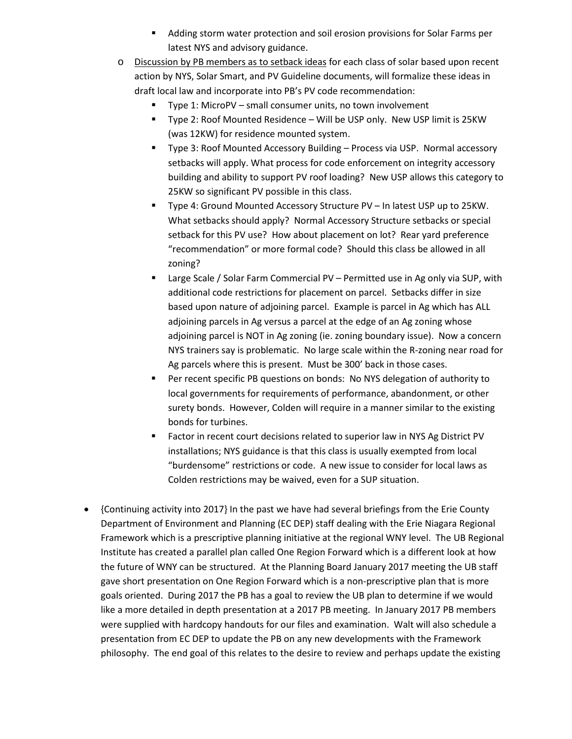- Adding storm water protection and soil erosion provisions for Solar Farms per latest NYS and advisory guidance.
    - Discussion by PB members as to setback ideas for each class of solar based upon recent action by NYS, Solar Smart, and PV Guideline documents, will formalize these ideas in draft local law and incorporate into PB's PV code recommendation:
        - Type 1: MicroPV – small consumer units, no town involvement
        - Type 2: Roof Mounted Residence – Will be USP only. New USP limit is 25KW (was 12KW) for residence mounted system.
        - Type 3: Roof Mounted Accessory Building – Process via USP. Normal accessory setbacks will apply. What process for code enforcement on integrity accessory building and ability to support PV roof loading? New USP allows this category to 25KW so significant PV possible in this class.
        - Type 4: Ground Mounted Accessory Structure PV – In latest USP up to 25KW. What setbacks should apply? Normal Accessory Structure setbacks or special setback for this PV use? How about placement on lot? Rear yard preference "recommendation" or more formal code? Should this class be allowed in all zoning?
        - Large Scale / Solar Farm Commercial PV – Permitted use in Ag only via SUP, with additional code restrictions for placement on parcel. Setbacks differ in size based upon nature of adjoining parcel. Example is parcel in Ag which has ALL adjoining parcels in Ag versus a parcel at the edge of an Ag zoning whose adjoining parcel is NOT in Ag zoning (ie. zoning boundary issue). Now a concern NYS trainers say is problematic. No large scale within the R-zoning near road for Ag parcels where this is present. Must be 300' back in those cases.
        - Per recent specific PB questions on bonds: No NYS delegation of authority to local governments for requirements of performance, abandonment, or other surety bonds. However, Colden will require in a manner similar to the existing bonds for turbines.
        - Factor in recent court decisions related to superior law in NYS Ag District PV installations; NYS guidance is that this class is usually exempted from local "burdensome" restrictions or code. A new issue to consider for local laws as Colden restrictions may be waived, even for a SUP situation.

- {Continuing activity into 2017} In the past we have had several briefings from the Erie County Department of Environment and Planning (EC DEP) staff dealing with the Erie Niagara Regional Framework which is a prescriptive planning initiative at the regional WNY level. The UB Regional Institute has created a parallel plan called One Region Forward which is a different look at how the future of WNY can be structured. At the Planning Board January 2017 meeting the UB staff gave short presentation on One Region Forward which is a non-prescriptive plan that is more goals oriented. During 2017 the PB has a goal to review the UB plan to determine if we would like a more detailed in depth presentation at a 2017 PB meeting. In January 2017 PB members were supplied with hardcopy handouts for our files and examination. Walt will also schedule a presentation from EC DEP to update the PB on any new developments with the Framework philosophy. The end goal of this relates to the desire to review and perhaps update the existing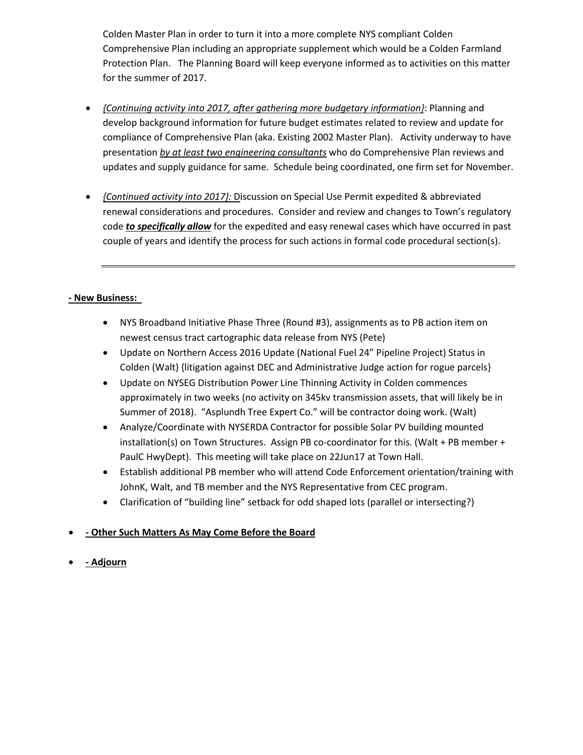Colden Master Plan in order to turn it into a more complete NYS compliant Colden Comprehensive Plan including an appropriate supplement which would be a Colden Farmland Protection Plan. The Planning Board will keep everyone informed as to activities on this matter for the summer of 2017.

- *{Continuing activity into 2017, after gathering more budgetary information}*: Planning and develop background information for future budget estimates related to review and update for compliance of Comprehensive Plan (aka. Existing 2002 Master Plan). Activity underway to have presentation *by at least two engineering consultants* who do Comprehensive Plan reviews and updates and supply guidance for same. Schedule being coordinated, one firm set for November.

- *{Continued activity into 2017}:* Discussion on Special Use Permit expedited & abbreviated renewal considerations and procedures. Consider and review and changes to Town's regulatory code ***to specifically allow*** for the expedited and easy renewal cases which have occurred in past couple of years and identify the process for such actions in formal code procedural section(s).

---

**- New Business:**

- NYS Broadband Initiative Phase Three (Round #3), assignments as to PB action item on newest census tract cartographic data release from NYS (Pete)
- Update on Northern Access 2016 Update (National Fuel 24" Pipeline Project) Status in Colden (Walt) {litigation against DEC and Administrative Judge action for rogue parcels}
- Update on NYSEG Distribution Power Line Thinning Activity in Colden commences approximately in two weeks (no activity on 345kv transmission assets, that will likely be in Summer of 2018). "Asplundh Tree Expert Co." will be contractor doing work. (Walt)
- Analyze/Coordinate with NYSERDA Contractor for possible Solar PV building mounted installation(s) on Town Structures. Assign PB co-coordinator for this. (Walt + PB member + PaulC HwyDept). This meeting will take place on 22Jun17 at Town Hall.
- Establish additional PB member who will attend Code Enforcement orientation/training with JohnK, Walt, and TB member and the NYS Representative from CEC program.
- Clarification of "building line" setback for odd shaped lots (parallel or intersecting?)

- **- Other Such Matters As May Come Before the Board**
- **- Adjourn**